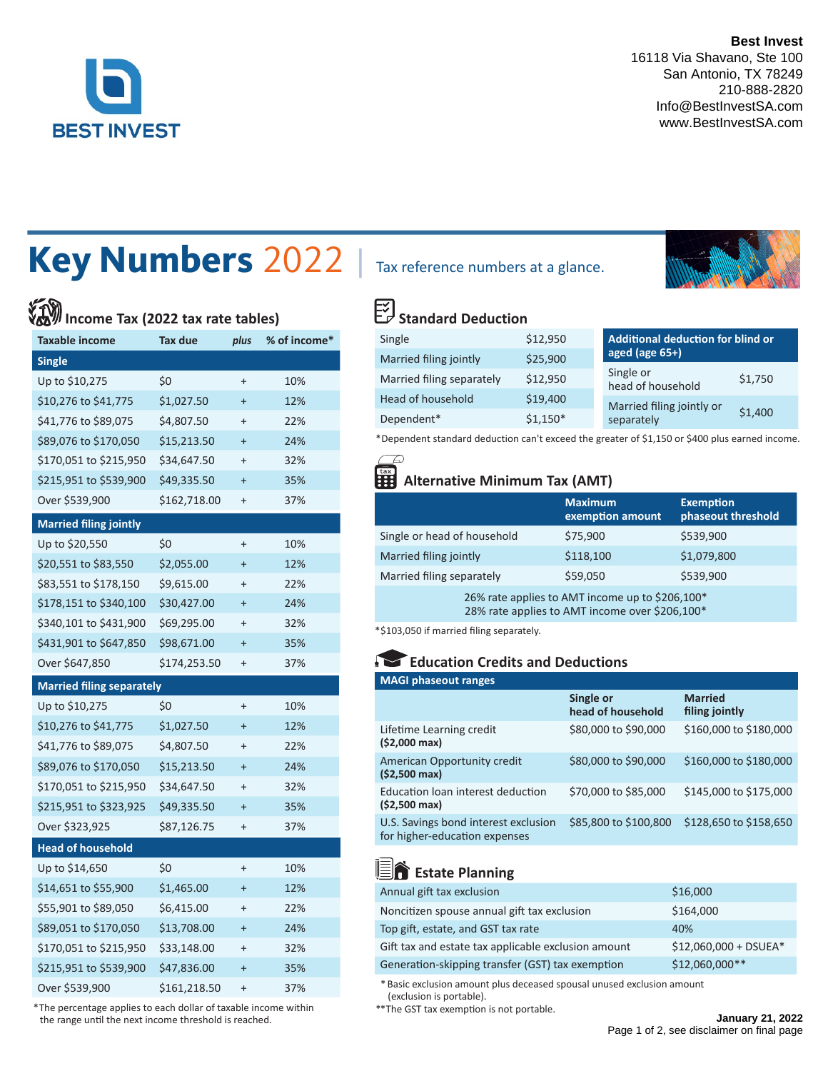**Best Invest**
16118 Via Shavano, Ste 100
San Antonio, TX 78249
210-888-2820
Info@BestInvestSA.com
www.BestInvestSA.com

BEST INVEST

# Key Numbers 2022 | Tax reference numbers at a glance.

## Income Tax (2022 tax rate tables)

| Taxable income | Tax due | *plus* | % of income* |
|---|---|---|---|
| **Single** | | | |
| Up to $10,275 | $0 | + | 10% |
| $10,276 to $41,775 | $1,027.50 | + | 12% |
| $41,776 to $89,075 | $4,807.50 | + | 22% |
| $89,076 to $170,050 | $15,213.50 | + | 24% |
| $170,051 to $215,950 | $34,647.50 | + | 32% |
| $215,951 to $539,900 | $49,335.50 | + | 35% |
| Over $539,900 | $162,718.00 | + | 37% |
| **Married filing jointly** | | | |
| Up to $20,550 | $0 | + | 10% |
| $20,551 to $83,550 | $2,055.00 | + | 12% |
| $83,551 to $178,150 | $9,615.00 | + | 22% |
| $178,151 to $340,100 | $30,427.00 | + | 24% |
| $340,101 to $431,900 | $69,295.00 | + | 32% |
| $431,901 to $647,850 | $98,671.00 | + | 35% |
| Over $647,850 | $174,253.50 | + | 37% |
| **Married filing separately** | | | |
| Up to $10,275 | $0 | + | 10% |
| $10,276 to $41,775 | $1,027.50 | + | 12% |
| $41,776 to $89,075 | $4,807.50 | + | 22% |
| $89,076 to $170,050 | $15,213.50 | + | 24% |
| $170,051 to $215,950 | $34,647.50 | + | 32% |
| $215,951 to $323,925 | $49,335.50 | + | 35% |
| Over $323,925 | $87,126.75 | + | 37% |
| **Head of household** | | | |
| Up to $14,650 | $0 | + | 10% |
| $14,651 to $55,900 | $1,465.00 | + | 12% |
| $55,901 to $89,050 | $6,415.00 | + | 22% |
| $89,051 to $170,050 | $13,708.00 | + | 24% |
| $170,051 to $215,950 | $33,148.00 | + | 32% |
| $215,951 to $539,900 | $47,836.00 | + | 35% |
| Over $539,900 | $161,218.50 | + | 37% |

*The percentage applies to each dollar of taxable income within the range until the next income threshold is reached.

## Standard Deduction

| | |
|---|---|
| Single | $12,950 |
| Married filing jointly | $25,900 |
| Married filing separately | $12,950 |
| Head of household | $19,400 |
| Dependent* | $1,150* |

| Additional deduction for blind or aged (age 65+) | |
|---|---|
| Single or head of household | $1,750 |
| Married filing jointly or separately | $1,400 |

*Dependent standard deduction can't exceed the greater of $1,150 or $400 plus earned income.

## Alternative Minimum Tax (AMT)

| | Maximum exemption amount | Exemption phaseout threshold |
|---|---|---|
| Single or head of household | $75,900 | $539,900 |
| Married filing jointly | $118,100 | $1,079,800 |
| Married filing separately | $59,050 | $539,900 |

26% rate applies to AMT income up to $206,100*
28% rate applies to AMT income over $206,100*

*$103,050 if married filing separately.

## Education Credits and Deductions

| MAGI phaseout ranges | Single or head of household | Married filing jointly |
|---|---|---|
| Lifetime Learning credit **($2,000 max)** | $80,000 to $90,000 | $160,000 to $180,000 |
| American Opportunity credit **($2,500 max)** | $80,000 to $90,000 | $160,000 to $180,000 |
| Education loan interest deduction **($2,500 max)** | $70,000 to $85,000 | $145,000 to $175,000 |
| U.S. Savings bond interest exclusion for higher-education expenses | $85,800 to $100,800 | $128,650 to $158,650 |

## Estate Planning

| | |
|---|---|
| Annual gift tax exclusion | $16,000 |
| Noncitizen spouse annual gift tax exclusion | $164,000 |
| Top gift, estate, and GST tax rate | 40% |
| Gift tax and estate tax applicable exclusion amount | $12,060,000 + DSUEA* |
| Generation-skipping transfer (GST) tax exemption | $12,060,000** |

\* Basic exclusion amount plus deceased spousal unused exclusion amount (exclusion is portable).
**The GST tax exemption is not portable.

**January 21, 2022**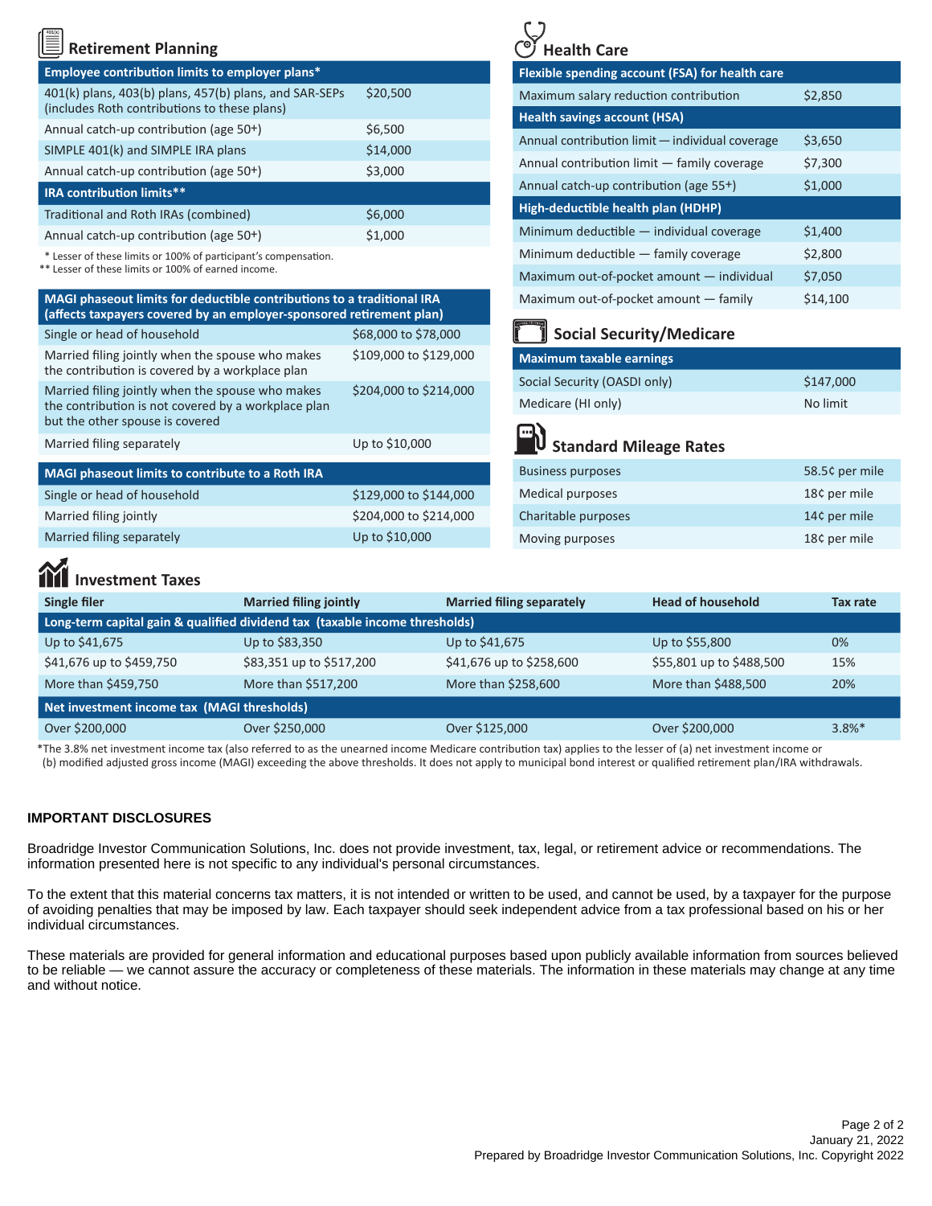## Retirement Planning

| Employee contribution limits to employer plans* | |
|---|---|
| 401(k) plans, 403(b) plans, 457(b) plans, and SAR-SEPs (includes Roth contributions to these plans) | $20,500 |
| Annual catch-up contribution (age 50+) | $6,500 |
| SIMPLE 401(k) and SIMPLE IRA plans | $14,000 |
| Annual catch-up contribution (age 50+) | $3,000 |
| **IRA contribution limits**** | |
| Traditional and Roth IRAs (combined) | $6,000 |
| Annual catch-up contribution (age 50+) | $1,000 |

* Lesser of these limits or 100% of participant's compensation.
** Lesser of these limits or 100% of earned income.

| MAGI phaseout limits for deductible contributions to a traditional IRA (affects taxpayers covered by an employer-sponsored retirement plan) | |
|---|---|
| Single or head of household | $68,000 to $78,000 |
| Married filing jointly when the spouse who makes the contribution is covered by a workplace plan | $109,000 to $129,000 |
| Married filing jointly when the spouse who makes the contribution is not covered by a workplace plan but the other spouse is covered | $204,000 to $214,000 |
| Married filing separately | Up to $10,000 |

| MAGI phaseout limits to contribute to a Roth IRA | |
|---|---|
| Single or head of household | $129,000 to $144,000 |
| Married filing jointly | $204,000 to $214,000 |
| Married filing separately | Up to $10,000 |

## Health Care

| Flexible spending account (FSA) for health care | |
|---|---|
| Maximum salary reduction contribution | $2,850 |
| **Health savings account (HSA)** | |
| Annual contribution limit — individual coverage | $3,650 |
| Annual contribution limit — family coverage | $7,300 |
| Annual catch-up contribution (age 55+) | $1,000 |
| **High-deductible health plan (HDHP)** | |
| Minimum deductible — individual coverage | $1,400 |
| Minimum deductible — family coverage | $2,800 |
| Maximum out-of-pocket amount — individual | $7,050 |
| Maximum out-of-pocket amount — family | $14,100 |

## Social Security/Medicare

| Maximum taxable earnings | |
|---|---|
| Social Security (OASDI only) | $147,000 |
| Medicare (HI only) | No limit |

## Standard Mileage Rates

| | |
|---|---|
| Business purposes | 58.5¢ per mile |
| Medical purposes | 18¢ per mile |
| Charitable purposes | 14¢ per mile |
| Moving purposes | 18¢ per mile |

## Investment Taxes

| Single filer | Married filing jointly | Married filing separately | Head of household | Tax rate |
|---|---|---|---|---|
| **Long-term capital gain & qualified dividend tax (taxable income thresholds)** | | | | |
| Up to $41,675 | Up to $83,350 | Up to $41,675 | Up to $55,800 | 0% |
| $41,676 up to $459,750 | $83,351 up to $517,200 | $41,676 up to $258,600 | $55,801 up to $488,500 | 15% |
| More than $459,750 | More than $517,200 | More than $258,600 | More than $488,500 | 20% |
| **Net investment income tax (MAGI thresholds)** | | | | |
| Over $200,000 | Over $250,000 | Over $125,000 | Over $200,000 | 3.8%* |

*The 3.8% net investment income tax (also referred to as the unearned income Medicare contribution tax) applies to the lesser of (a) net investment income or (b) modified adjusted gross income (MAGI) exceeding the above thresholds. It does not apply to municipal bond interest or qualified retirement plan/IRA withdrawals.

**IMPORTANT DISCLOSURES**

Broadridge Investor Communication Solutions, Inc. does not provide investment, tax, legal, or retirement advice or recommendations. The information presented here is not specific to any individual's personal circumstances.

To the extent that this material concerns tax matters, it is not intended or written to be used, and cannot be used, by a taxpayer for the purpose of avoiding penalties that may be imposed by law. Each taxpayer should seek independent advice from a tax professional based on his or her individual circumstances.

These materials are provided for general information and educational purposes based upon publicly available information from sources believed to be reliable — we cannot assure the accuracy or completeness of these materials. The information in these materials may change at any time and without notice.

January 21, 2022
Prepared by Broadridge Investor Communication Solutions, Inc. Copyright 2022